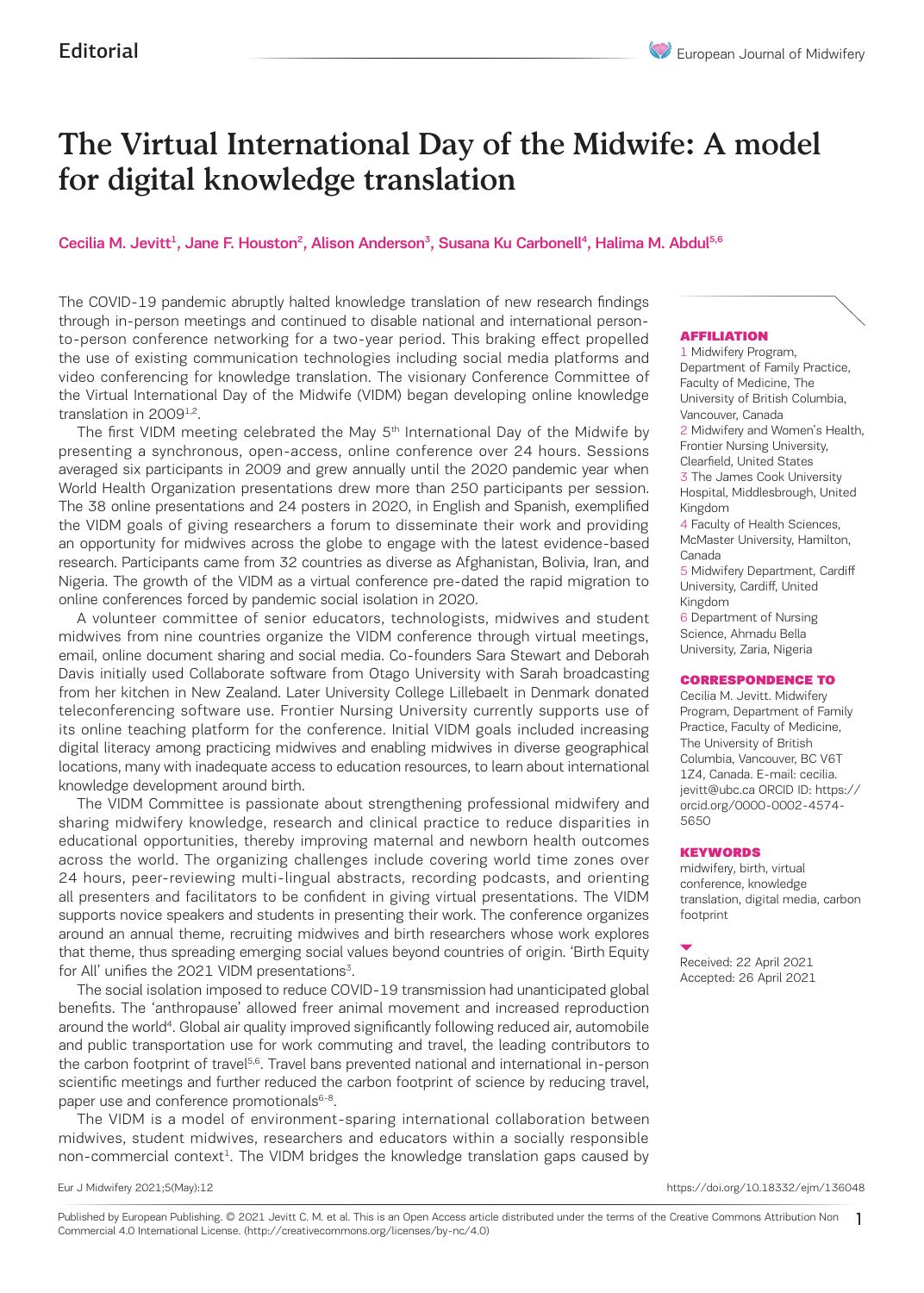Editorial

# The Virtual International Day of the Midwife: A model for digital knowledge translation

Cecilia M. Jevitt[1], Jane F. Houston[2], Alison Anderson[3], Susana Ku Carbonell[4], Halima M. Abdul[5,6]

The COVID-19 pandemic abruptly halted knowledge translation of new research findings through in-person meetings and continued to disable national and international person-to-person conference networking for a two-year period. This braking effect propelled the use of existing communication technologies including social media platforms and video conferencing for knowledge translation. The visionary Conference Committee of the Virtual International Day of the Midwife (VIDM) began developing online knowledge translation in 2009[1,2].

The first VIDM meeting celebrated the May 5th International Day of the Midwife by presenting a synchronous, open-access, online conference over 24 hours. Sessions averaged six participants in 2009 and grew annually until the 2020 pandemic year when World Health Organization presentations drew more than 250 participants per session. The 38 online presentations and 24 posters in 2020, in English and Spanish, exemplified the VIDM goals of giving researchers a forum to disseminate their work and providing an opportunity for midwives across the globe to engage with the latest evidence-based research. Participants came from 32 countries as diverse as Afghanistan, Bolivia, Iran, and Nigeria. The growth of the VIDM as a virtual conference pre-dated the rapid migration to online conferences forced by pandemic social isolation in 2020.

A volunteer committee of senior educators, technologists, midwives and student midwives from nine countries organize the VIDM conference through virtual meetings, email, online document sharing and social media. Co-founders Sara Stewart and Deborah Davis initially used Collaborate software from Otago University with Sarah broadcasting from her kitchen in New Zealand. Later University College Lillebaelt in Denmark donated teleconferencing software use. Frontier Nursing University currently supports use of its online teaching platform for the conference. Initial VIDM goals included increasing digital literacy among practicing midwives and enabling midwives in diverse geographical locations, many with inadequate access to education resources, to learn about international knowledge development around birth.

The VIDM Committee is passionate about strengthening professional midwifery and sharing midwifery knowledge, research and clinical practice to reduce disparities in educational opportunities, thereby improving maternal and newborn health outcomes across the world. The organizing challenges include covering world time zones over 24 hours, peer-reviewing multi-lingual abstracts, recording podcasts, and orienting all presenters and facilitators to be confident in giving virtual presentations. The VIDM supports novice speakers and students in presenting their work. The conference organizes around an annual theme, recruiting midwives and birth researchers whose work explores that theme, thus spreading emerging social values beyond countries of origin. 'Birth Equity for All' unifies the 2021 VIDM presentations[3].

The social isolation imposed to reduce COVID-19 transmission had unanticipated global benefits. The 'anthropause' allowed freer animal movement and increased reproduction around the world[4]. Global air quality improved significantly following reduced air, automobile and public transportation use for work commuting and travel, the leading contributors to the carbon footprint of travel[5,6]. Travel bans prevented national and international in-person scientific meetings and further reduced the carbon footprint of science by reducing travel, paper use and conference promotionals[6-8].

The VIDM is a model of environment-sparing international collaboration between midwives, student midwives, researchers and educators within a socially responsible non-commercial context[1]. The VIDM bridges the knowledge translation gaps caused by

### AFFILIATION

1 Midwifery Program, Department of Family Practice, Faculty of Medicine, The University of British Columbia, Vancouver, Canada
2 Midwifery and Women's Health, Frontier Nursing University, Clearfield, United States
3 The James Cook University Hospital, Middlesbrough, United Kingdom
4 Faculty of Health Sciences, McMaster University, Hamilton, Canada
5 Midwifery Department, Cardiff University, Cardiff, United Kingdom
6 Department of Nursing Science, Ahmadu Bella University, Zaria, Nigeria

### CORRESPONDENCE TO

Cecilia M. Jevitt. Midwifery Program, Department of Family Practice, Faculty of Medicine, The University of British Columbia, Vancouver, BC V6T 1Z4, Canada. E-mail: cecilia.jevitt@ubc.ca ORCID ID: https://orcid.org/0000-0002-4574-5650

### KEYWORDS

midwifery, birth, virtual conference, knowledge translation, digital media, carbon footprint

Received: 22 April 2021
Accepted: 26 April 2021

Published by European Publishing. © 2021 Jevitt C. M. et al. This is an Open Access article distributed under the terms of the Creative Commons Attribution Non Commercial 4.0 International License. (http://creativecommons.org/licenses/by-nc/4.0)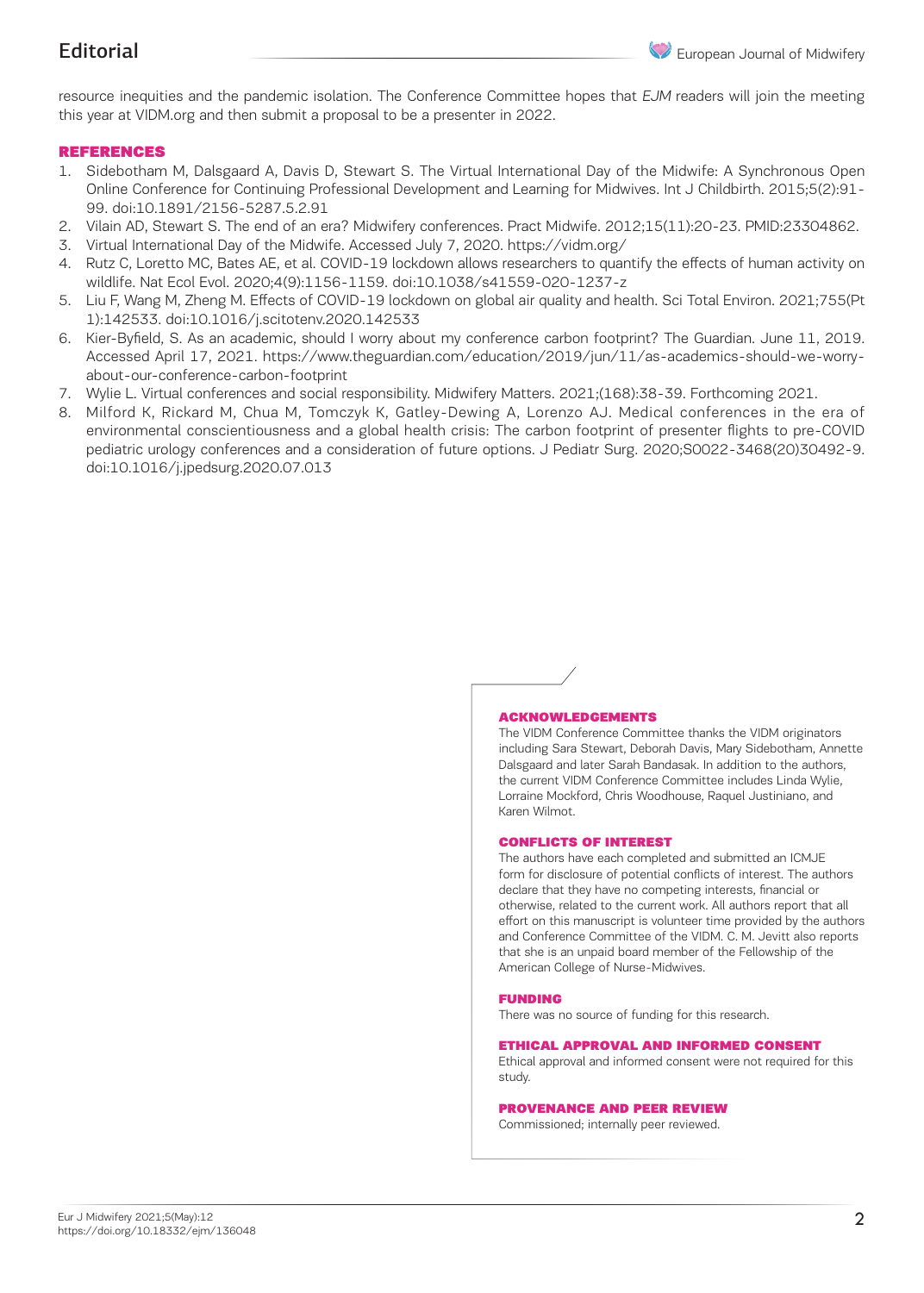resource inequities and the pandemic isolation. The Conference Committee hopes that *EJM* readers will join the meeting this year at VIDM.org and then submit a proposal to be a presenter in 2022.

## REFERENCES

1. Sidebotham M, Dalsgaard A, Davis D, Stewart S. The Virtual International Day of the Midwife: A Synchronous Open Online Conference for Continuing Professional Development and Learning for Midwives. Int J Childbirth. 2015;5(2):91-99. doi:10.1891/2156-5287.5.2.91
2. Vilain AD, Stewart S. The end of an era? Midwifery conferences. Pract Midwife. 2012;15(11):20-23. PMID:23304862.
3. Virtual International Day of the Midwife. Accessed July 7, 2020. https://vidm.org/
4. Rutz C, Loretto MC, Bates AE, et al. COVID-19 lockdown allows researchers to quantify the effects of human activity on wildlife. Nat Ecol Evol. 2020;4(9):1156-1159. doi:10.1038/s41559-020-1237-z
5. Liu F, Wang M, Zheng M. Effects of COVID-19 lockdown on global air quality and health. Sci Total Environ. 2021;755(Pt 1):142533. doi:10.1016/j.scitotenv.2020.142533
6. Kier-Byfield, S. As an academic, should I worry about my conference carbon footprint? The Guardian. June 11, 2019. Accessed April 17, 2021. https://www.theguardian.com/education/2019/jun/11/as-academics-should-we-worry-about-our-conference-carbon-footprint
7. Wylie L. Virtual conferences and social responsibility. Midwifery Matters. 2021;(168):38-39. Forthcoming 2021.
8. Milford K, Rickard M, Chua M, Tomczyk K, Gatley-Dewing A, Lorenzo AJ. Medical conferences in the era of environmental conscientiousness and a global health crisis: The carbon footprint of presenter flights to pre-COVID pediatric urology conferences and a consideration of future options. J Pediatr Surg. 2020;S0022-3468(20)30492-9. doi:10.1016/j.jpedsurg.2020.07.013

### ACKNOWLEDGEMENTS

The VIDM Conference Committee thanks the VIDM originators including Sara Stewart, Deborah Davis, Mary Sidebotham, Annette Dalsgaard and later Sarah Bandasak. In addition to the authors, the current VIDM Conference Committee includes Linda Wylie, Lorraine Mockford, Chris Woodhouse, Raquel Justiniano, and Karen Wilmot.

### CONFLICTS OF INTEREST

The authors have each completed and submitted an ICMJE form for disclosure of potential conflicts of interest. The authors declare that they have no competing interests, financial or otherwise, related to the current work. All authors report that all effort on this manuscript is volunteer time provided by the authors and Conference Committee of the VIDM. C. M. Jevitt also reports that she is an unpaid board member of the Fellowship of the American College of Nurse-Midwives.

### FUNDING

There was no source of funding for this research.

### ETHICAL APPROVAL AND INFORMED CONSENT

Ethical approval and informed consent were not required for this study.

### PROVENANCE AND PEER REVIEW

Commissioned; internally peer reviewed.